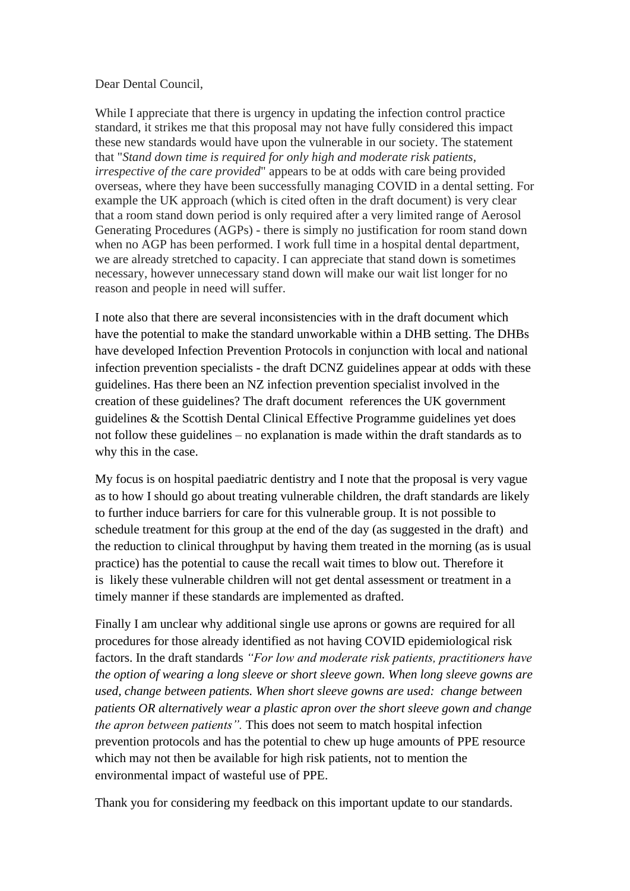Dear Dental Council,

While I appreciate that there is urgency in updating the infection control practice standard, it strikes me that this proposal may not have fully considered this impact these new standards would have upon the vulnerable in our society. The statement that "*Stand down time is required for only high and moderate risk patients, irrespective of the care provided*" appears to be at odds with care being provided overseas, where they have been successfully managing COVID in a dental setting. For example the UK approach (which is cited often in the draft document) is very clear that a room stand down period is only required after a very limited range of Aerosol Generating Procedures (AGPs) - there is simply no justification for room stand down when no AGP has been performed. I work full time in a hospital dental department, we are already stretched to capacity. I can appreciate that stand down is sometimes necessary, however unnecessary stand down will make our wait list longer for no reason and people in need will suffer.

I note also that there are several inconsistencies with in the draft document which have the potential to make the standard unworkable within a DHB setting. The DHBs have developed Infection Prevention Protocols in conjunction with local and national infection prevention specialists - the draft DCNZ guidelines appear at odds with these guidelines. Has there been an NZ infection prevention specialist involved in the creation of these guidelines? The draft document references the UK government guidelines & the Scottish Dental Clinical Effective Programme guidelines yet does not follow these guidelines – no explanation is made within the draft standards as to why this in the case.

My focus is on hospital paediatric dentistry and I note that the proposal is very vague as to how I should go about treating vulnerable children, the draft standards are likely to further induce barriers for care for this vulnerable group. It is not possible to schedule treatment for this group at the end of the day (as suggested in the draft) and the reduction to clinical throughput by having them treated in the morning (as is usual practice) has the potential to cause the recall wait times to blow out. Therefore it is likely these vulnerable children will not get dental assessment or treatment in a timely manner if these standards are implemented as drafted.

Finally I am unclear why additional single use aprons or gowns are required for all procedures for those already identified as not having COVID epidemiological risk factors. In the draft standards *"For low and moderate risk patients, practitioners have the option of wearing a long sleeve or short sleeve gown. When long sleeve gowns are used, change between patients. When short sleeve gowns are used: change between patients OR alternatively wear a plastic apron over the short sleeve gown and change the apron between patients".* This does not seem to match hospital infection prevention protocols and has the potential to chew up huge amounts of PPE resource which may not then be available for high risk patients, not to mention the environmental impact of wasteful use of PPE.

Thank you for considering my feedback on this important update to our standards.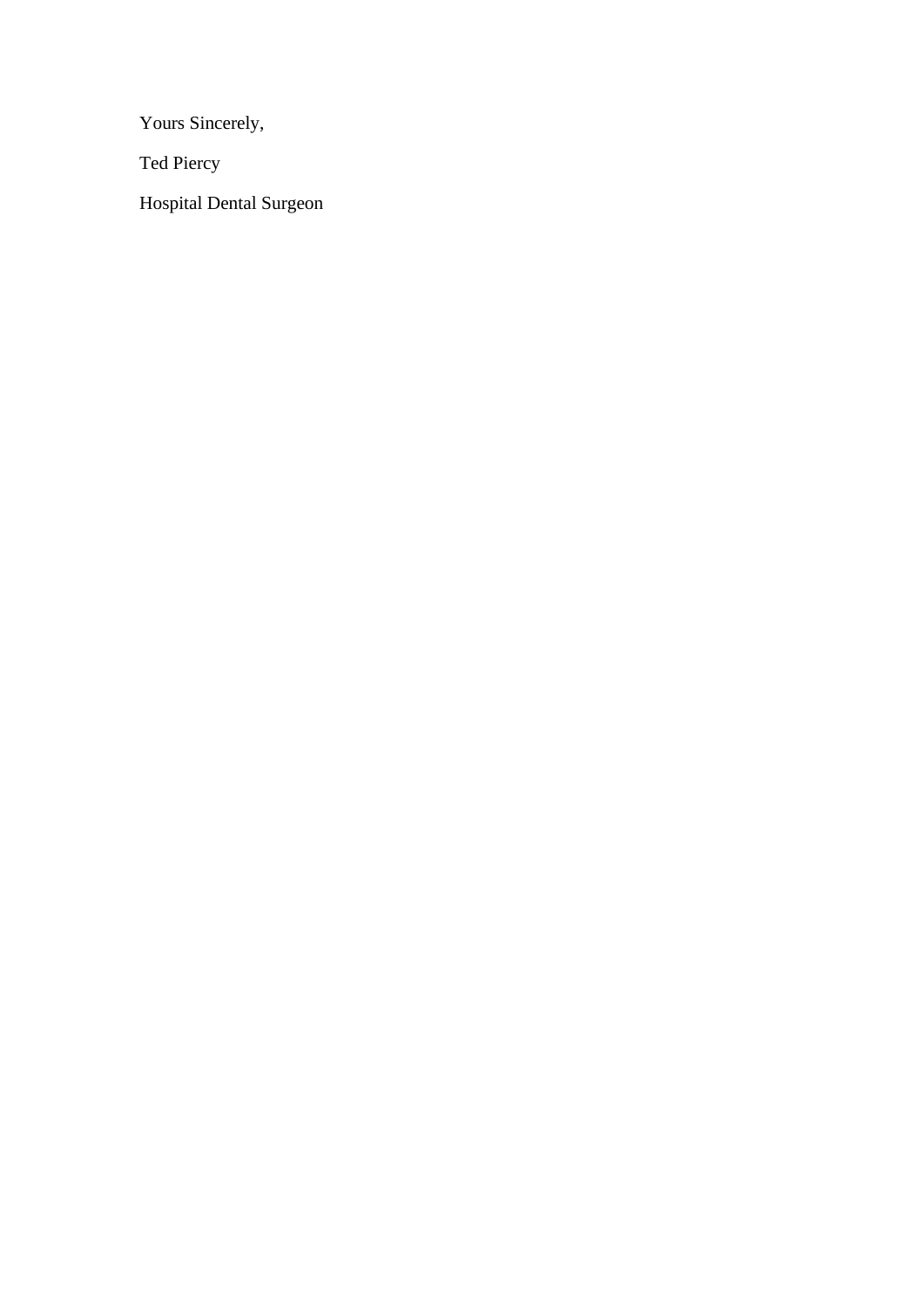Yours Sincerely,

Ted Piercy

Hospital Dental Surgeon